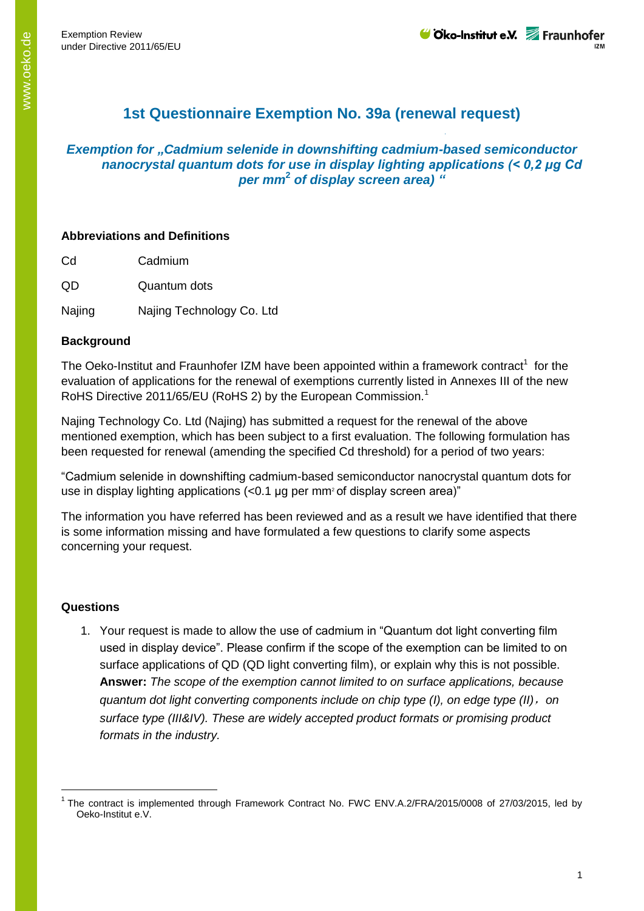# 1st Questionnaire Exemption No. 39a (renewal request)

***Exemption for „Cadmium selenide in downshifting cadmium-based semiconductor nanocrystal quantum dots for use in display lighting applications (< 0,2 µg Cd per mm² of display screen area) "***

### Abbreviations and Definitions

| | |
|---|---|
| Cd | Cadmium |
| QD | Quantum dots |
| Najing | Najing Technology Co. Ltd |

### Background

The Oeko-Institut and Fraunhofer IZM have been appointed within a framework contract[1] for the evaluation of applications for the renewal of exemptions currently listed in Annexes III of the new RoHS Directive 2011/65/EU (RoHS 2) by the European Commission.[1]

Najing Technology Co. Ltd (Najing) has submitted a request for the renewal of the above mentioned exemption, which has been subject to a first evaluation. The following formulation has been requested for renewal (amending the specified Cd threshold) for a period of two years:

"Cadmium selenide in downshifting cadmium-based semiconductor nanocrystal quantum dots for use in display lighting applications (<0.1 µg per mm² of display screen area)"

The information you have referred has been reviewed and as a result we have identified that there is some information missing and have formulated a few questions to clarify some aspects concerning your request.

### Questions

1. Your request is made to allow the use of cadmium in "Quantum dot light converting film used in display device". Please confirm if the scope of the exemption can be limited to on surface applications of QD (QD light converting film), or explain why this is not possible.
   **Answer:** *The scope of the exemption cannot limited to on surface applications, because quantum dot light converting components include on chip type (I), on edge type (II)，on surface type (III&IV). These are widely accepted product formats or promising product formats in the industry.*

---

[1] The contract is implemented through Framework Contract No. FWC ENV.A.2/FRA/2015/0008 of 27/03/2015, led by Oeko-Institut e.V.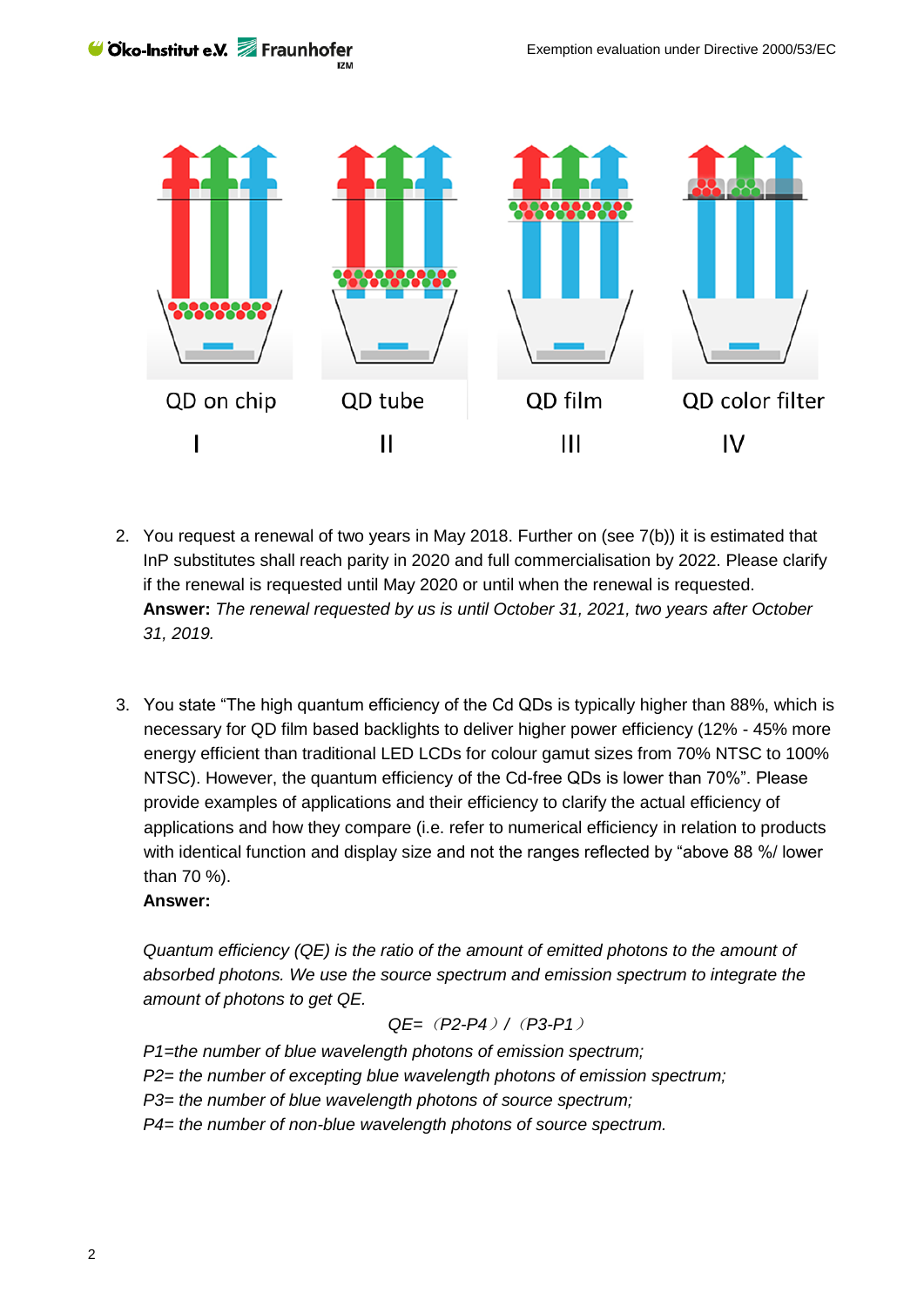QD on chip | QD tube | QD film | QD color filter
I | II | III | IV

2. You request a renewal of two years in May 2018. Further on (see 7(b)) it is estimated that InP substitutes shall reach parity in 2020 and full commercialisation by 2022. Please clarify if the renewal is requested until May 2020 or until when the renewal is requested.
**Answer:** *The renewal requested by us is until October 31, 2021, two years after October 31, 2019.*

3. You state “The high quantum efficiency of the Cd QDs is typically higher than 88%, which is necessary for QD film based backlights to deliver higher power efficiency (12% - 45% more energy efficient than traditional LED LCDs for colour gamut sizes from 70% NTSC to 100% NTSC). However, the quantum efficiency of the Cd-free QDs is lower than 70%”. Please provide examples of applications and their efficiency to clarify the actual efficiency of applications and how they compare (i.e. refer to numerical efficiency in relation to products with identical function and display size and not the ranges reflected by “above 88 %/ lower than 70 %).
**Answer:**

*Quantum efficiency (QE) is the ratio of the amount of emitted photons to the amount of absorbed photons. We use the source spectrum and emission spectrum to integrate the amount of photons to get QE.*

$$QE = (P2 - P4) / (P3 - P1)$$

*P1=the number of blue wavelength photons of emission spectrum;*
*P2= the number of excepting blue wavelength photons of emission spectrum;*
*P3= the number of blue wavelength photons of source spectrum;*
*P4= the number of non-blue wavelength photons of source spectrum.*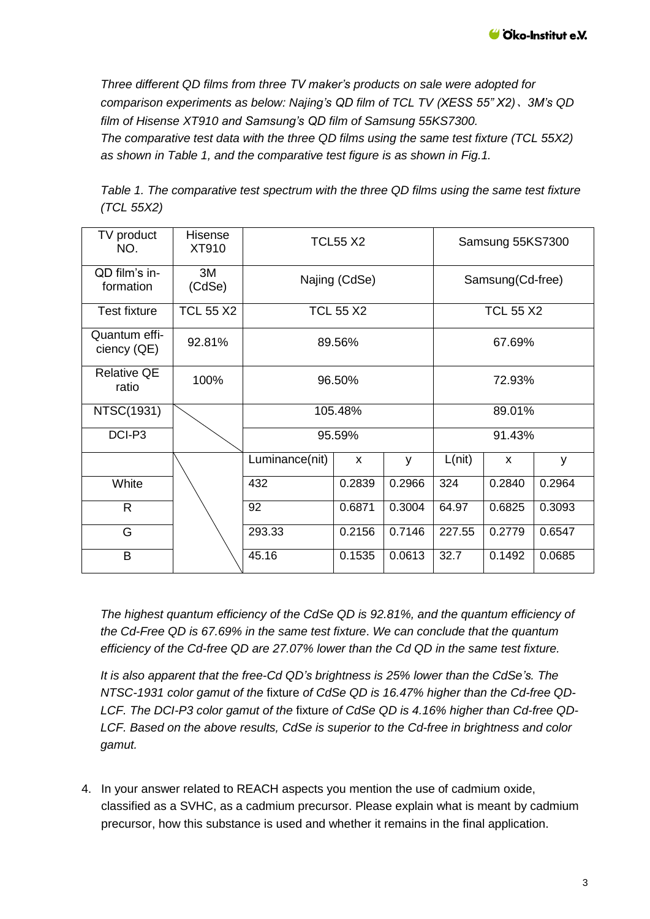*Three different QD films from three TV maker's products on sale were adopted for comparison experiments as below: Najing's QD film of TCL TV (XESS 55" X2)、3M's QD film of Hisense XT910 and Samsung's QD film of Samsung 55KS7300.*
*The comparative test data with the three QD films using the same test fixture (TCL 55X2) as shown in Table 1, and the comparative test figure is as shown in Fig.1.*

*Table 1. The comparative test spectrum with the three QD films using the same test fixture (TCL 55X2)*

| TV product NO. | Hisense XT910 | TCL55 X2 | | | Samsung 55KS7300 | | |
|---|---|---|---|---|---|---|---|
| QD film's information | 3M (CdSe) | Najing (CdSe) | | | Samsung(Cd-free) | | |
| Test fixture | TCL 55 X2 | TCL 55 X2 | | | TCL 55 X2 | | |
| Quantum efficiency (QE) | 92.81% | 89.56% | | | 67.69% | | |
| Relative QE ratio | 100% | 96.50% | | | 72.93% | | |
| NTSC(1931) | | 105.48% | | | 89.01% | | |
| DCI-P3 | | 95.59% | | | 91.43% | | |
| | | Luminance(nit) | x | y | L(nit) | x | y |
| White | | 432 | 0.2839 | 0.2966 | 324 | 0.2840 | 0.2964 |
| R | | 92 | 0.6871 | 0.3004 | 64.97 | 0.6825 | 0.3093 |
| G | | 293.33 | 0.2156 | 0.7146 | 227.55 | 0.2779 | 0.6547 |
| B | | 45.16 | 0.1535 | 0.0613 | 32.7 | 0.1492 | 0.0685 |

*The highest quantum efficiency of the CdSe QD is 92.81%, and the quantum efficiency of the Cd-Free QD is 67.69% in the same test fixture. We can conclude that the quantum efficiency of the Cd-free QD are 27.07% lower than the Cd QD in the same test fixture.*

*It is also apparent that the free-Cd QD's brightness is 25% lower than the CdSe's. The NTSC-1931 color gamut of the* fixture *of CdSe QD is 16.47% higher than the Cd-free QD-LCF. The DCI-P3 color gamut of the* fixture *of CdSe QD is 4.16% higher than Cd-free QD-LCF. Based on the above results, CdSe is superior to the Cd-free in brightness and color gamut.*

4. In your answer related to REACH aspects you mention the use of cadmium oxide, classified as a SVHC, as a cadmium precursor. Please explain what is meant by cadmium precursor, how this substance is used and whether it remains in the final application.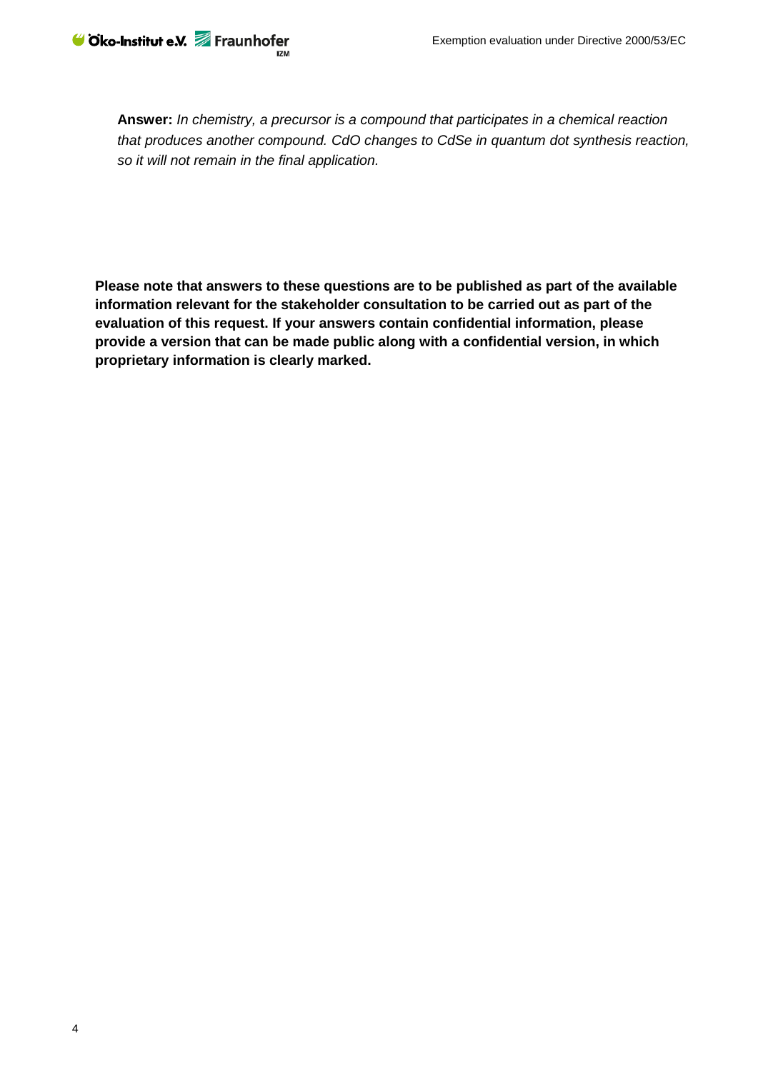**Answer:** *In chemistry, a precursor is a compound that participates in a chemical reaction that produces another compound. CdO changes to CdSe in quantum dot synthesis reaction, so it will not remain in the final application.*

**Please note that answers to these questions are to be published as part of the available information relevant for the stakeholder consultation to be carried out as part of the evaluation of this request. If your answers contain confidential information, please provide a version that can be made public along with a confidential version, in which proprietary information is clearly marked.**